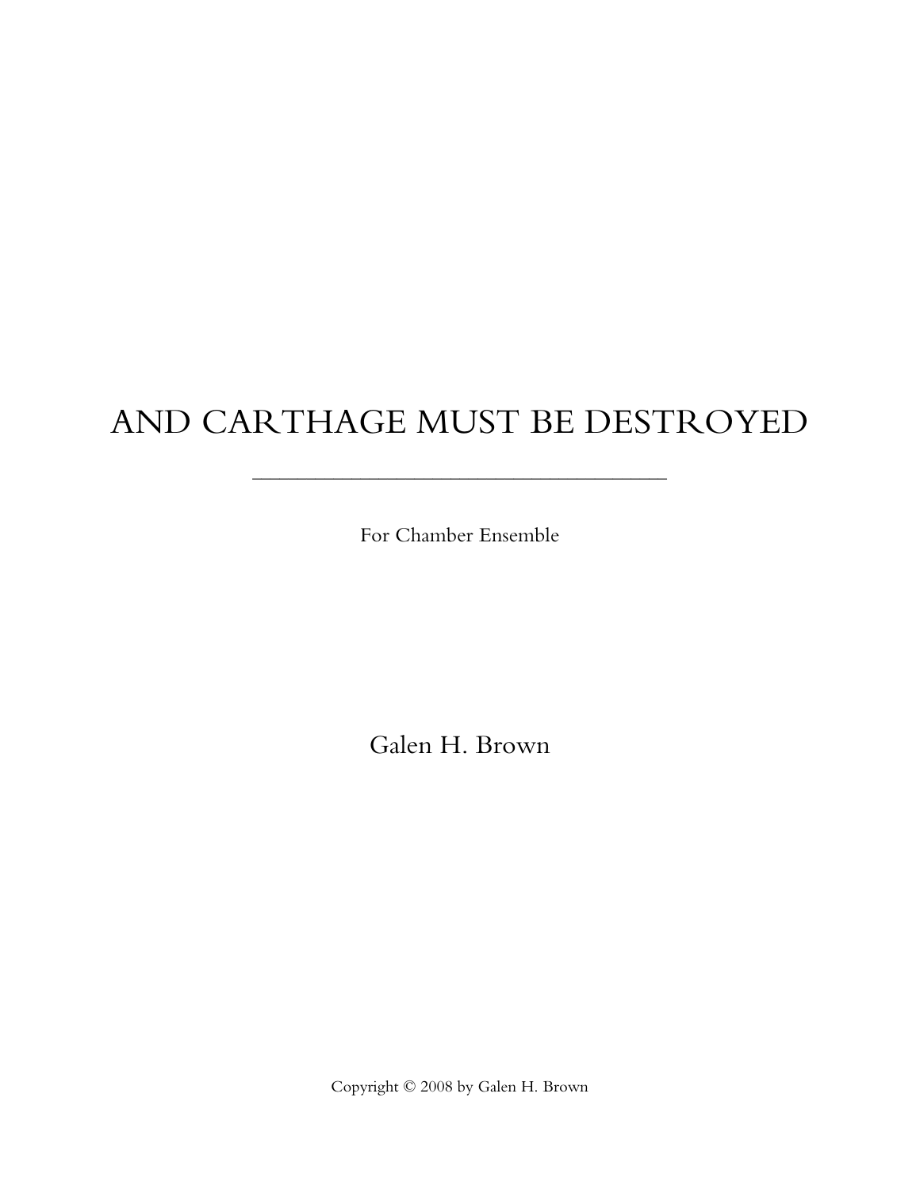# AND CARTHAGE MUST BE DESTROYED

---

For Chamber Ensemble

Galen H. Brown

Copyright © 2008 by Galen H. Brown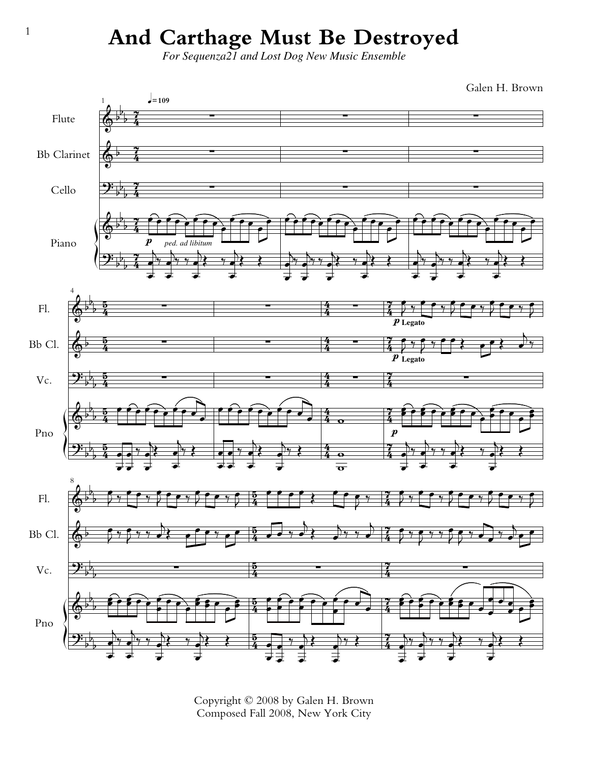# And Carthage Must Be Destroyed

*For Sequenza21 and Lost Dog New Music Ensemble*

Galen H. Brown

Copyright © 2008 by Galen H. Brown
Composed Fall 2008, New York City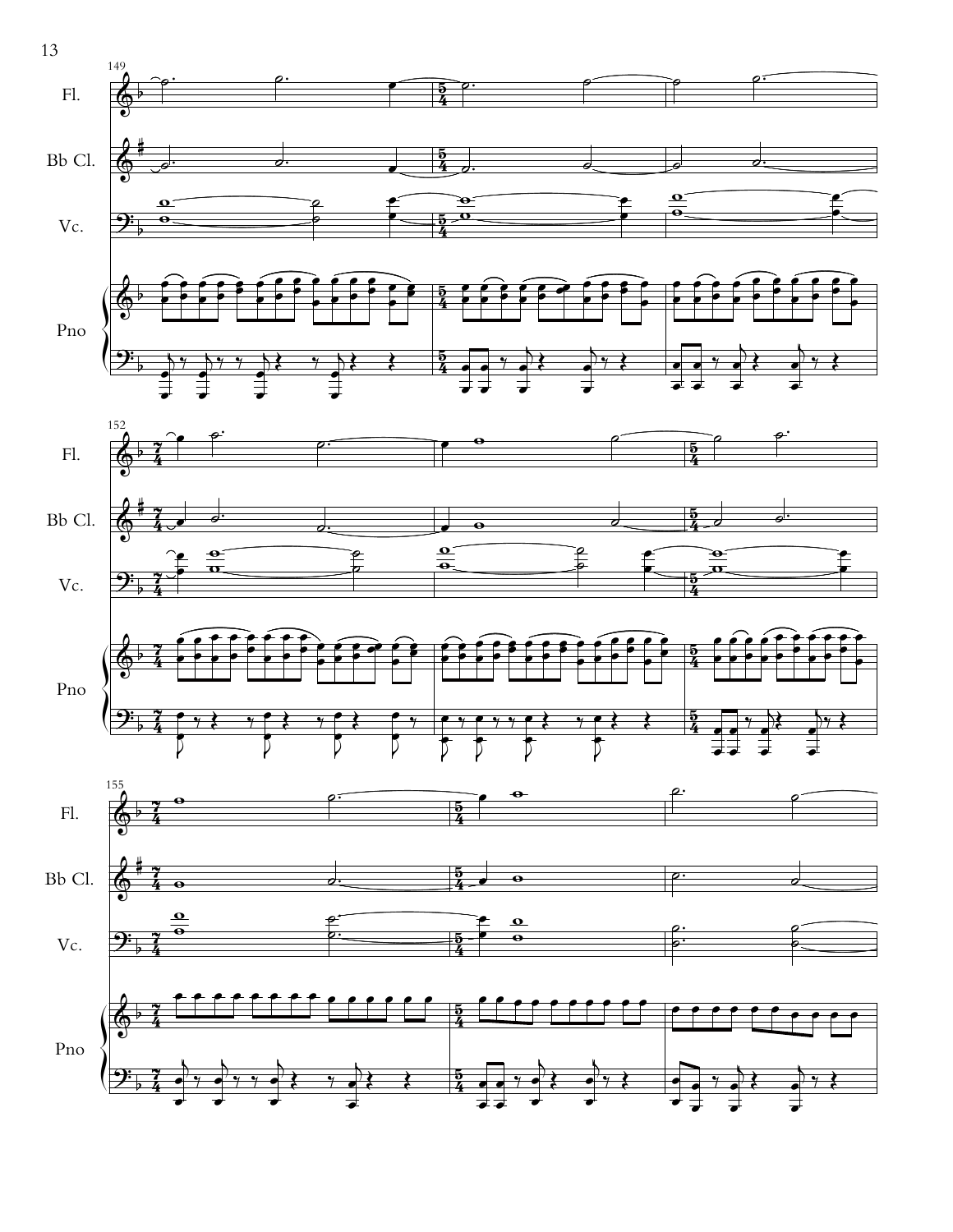149

Fl.

Bb Cl.

Vc.

Pno

152

Fl.

Bb Cl.

Vc.

Pno

155

Fl.

Bb Cl.

Vc.

Pno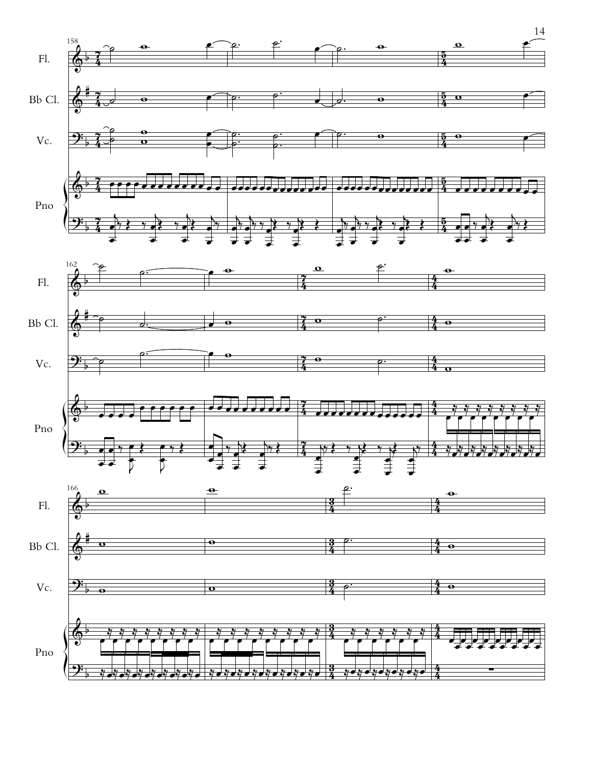158

Fl.

Bb Cl.

Vc.

Pno

162

Fl.

Bb Cl.

Vc.

Pno

166

Fl.

Bb Cl.

Vc.

Pno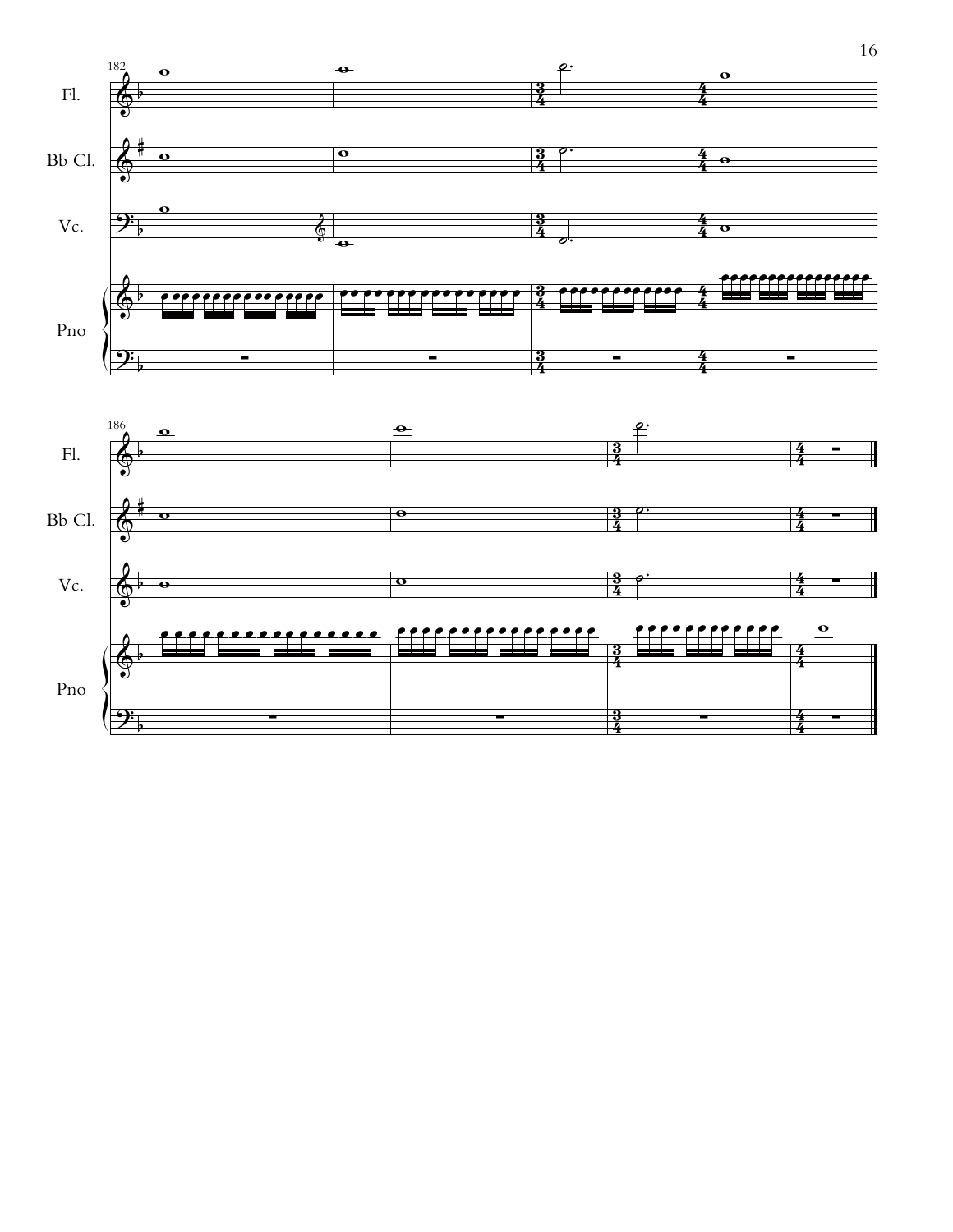182

Fl.

Bb Cl.

Vc.

Pno

186

Fl.

Bb Cl.

Vc.

Pno